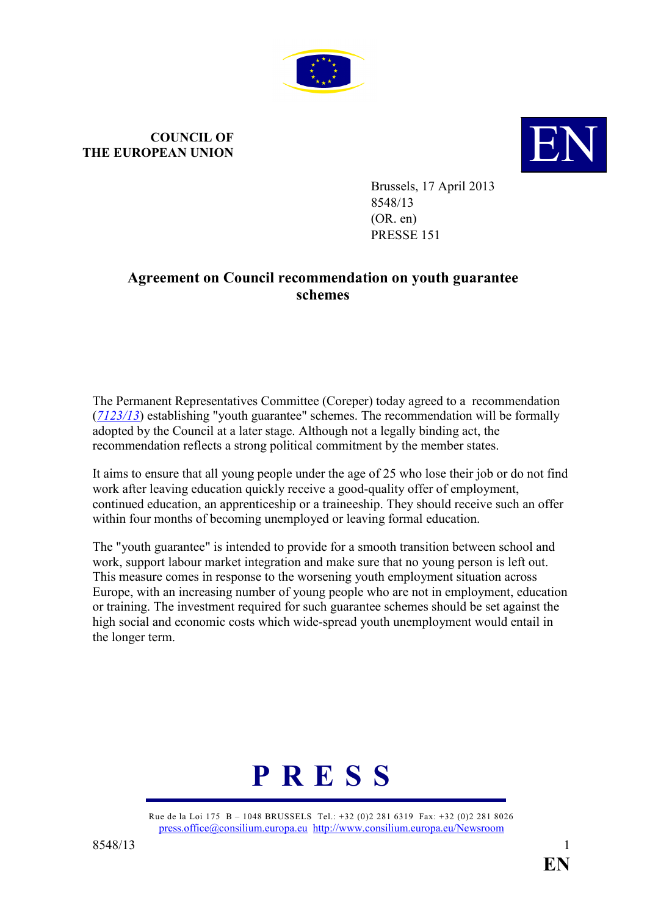**COUNCIL OF THE EUROPEAN UNION**

**EN**

Brussels, 17 April 2013
8548/13
(OR. en)
PRESSE 151

# Agreement on Council recommendation on youth guarantee schemes

The Permanent Representatives Committee (Coreper) today agreed to a recommendation (*7123/13*) establishing "youth guarantee" schemes. The recommendation will be formally adopted by the Council at a later stage. Although not a legally binding act, the recommendation reflects a strong political commitment by the member states.

It aims to ensure that all young people under the age of 25 who lose their job or do not find work after leaving education quickly receive a good-quality offer of employment, continued education, an apprenticeship or a traineeship. They should receive such an offer within four months of becoming unemployed or leaving formal education.

The "youth guarantee" is intended to provide for a smooth transition between school and work, support labour market integration and make sure that no young person is left out. This measure comes in response to the worsening youth employment situation across Europe, with an increasing number of young people who are not in employment, education or training. The investment required for such guarantee schemes should be set against the high social and economic costs which wide-spread youth unemployment would entail in the longer term.

**P R E S S**

Rue de la Loi 175 B – 1048 BRUSSELS Tel.: +32 (0)2 281 6319 Fax: +32 (0)2 281 8026
press.office@consilium.europa.eu http://www.consilium.europa.eu/Newsroom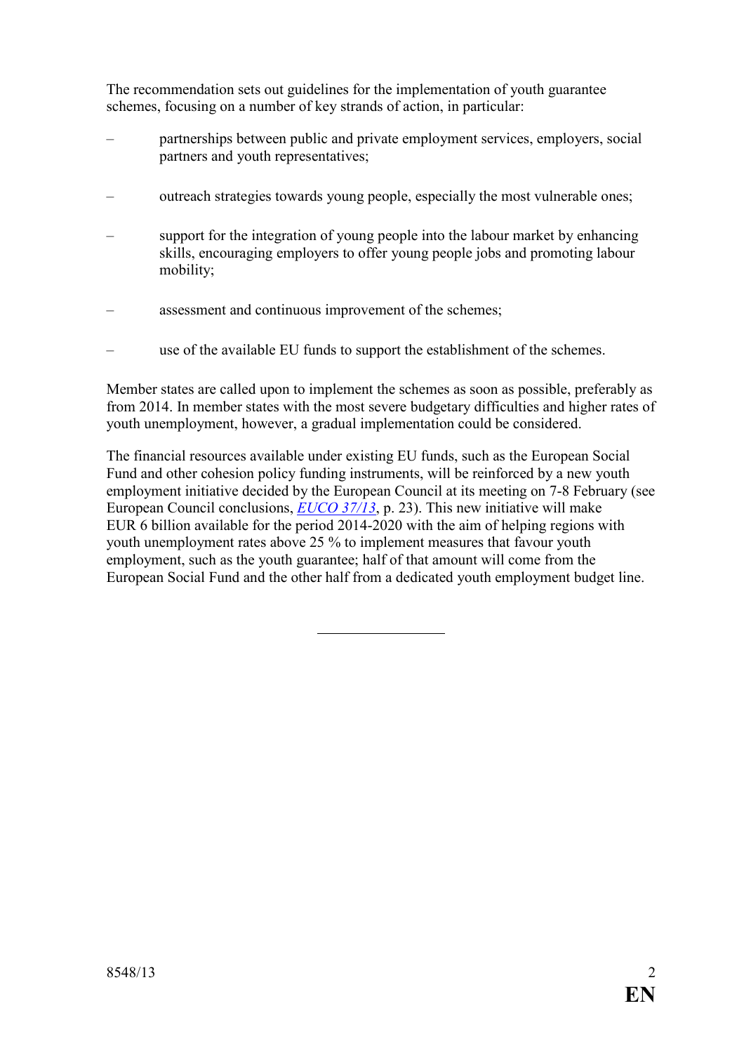The recommendation sets out guidelines for the implementation of youth guarantee schemes, focusing on a number of key strands of action, in particular:

- partnerships between public and private employment services, employers, social partners and youth representatives;
- outreach strategies towards young people, especially the most vulnerable ones;
- support for the integration of young people into the labour market by enhancing skills, encouraging employers to offer young people jobs and promoting labour mobility;
- assessment and continuous improvement of the schemes;
- use of the available EU funds to support the establishment of the schemes.

Member states are called upon to implement the schemes as soon as possible, preferably as from 2014. In member states with the most severe budgetary difficulties and higher rates of youth unemployment, however, a gradual implementation could be considered.

The financial resources available under existing EU funds, such as the European Social Fund and other cohesion policy funding instruments, will be reinforced by a new youth employment initiative decided by the European Council at its meeting on 7-8 February (see European Council conclusions, *EUCO 37/13*, p. 23). This new initiative will make EUR 6 billion available for the period 2014-2020 with the aim of helping regions with youth unemployment rates above 25 % to implement measures that favour youth employment, such as the youth guarantee; half of that amount will come from the European Social Fund and the other half from a dedicated youth employment budget line.